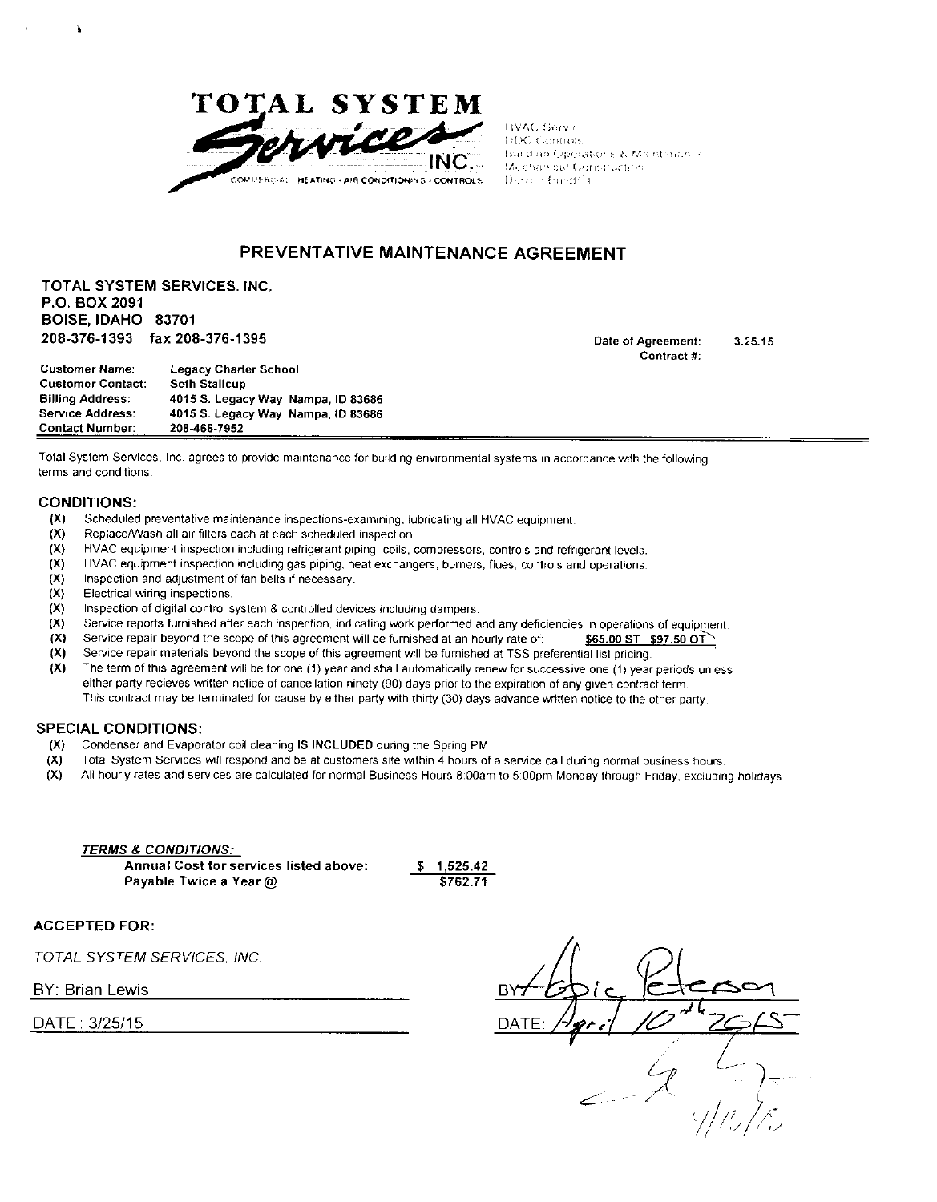**TOTAL SYSTEM Services INC.**
COMMERCIAL · HEATING · AIR CONDITIONING · CONTROLS

HVAC Service
DDC Controls
Building Operations & Maintenance
Mechanical Construction
Design Build

# PREVENTATIVE MAINTENANCE AGREEMENT

**TOTAL SYSTEM SERVICES. INC.**
**P.O. BOX 2091**
**BOISE, IDAHO 83701**
**208-376-1393 fax 208-376-1395**

**Date of Agreement:** 3.25.15
**Contract #:**

| | |
|---|---|
| **Customer Name:** | **Legacy Charter School** |
| **Customer Contact:** | **Seth Stallcup** |
| **Billing Address:** | **4015 S. Legacy Way Nampa, ID 83686** |
| **Service Address:** | **4015 S. Legacy Way Nampa, ID 83686** |
| **Contact Number:** | **208-466-7952** |

Total System Services, Inc. agrees to provide maintenance for building environmental systems in accordance with the following terms and conditions.

## CONDITIONS:

- **(X)** Scheduled preventative maintenance inspections-examining, lubricating all HVAC equipment.
- **(X)** Replace/Wash all air filters each at each scheduled inspection.
- **(X)** HVAC equipment inspection including refrigerant piping, coils, compressors, controls and refrigerant levels.
- **(X)** HVAC equipment inspection including gas piping, heat exchangers, burners, flues, controls and operations.
- **(X)** Inspection and adjustment of fan belts if necessary.
- **(X)** Electrical wiring inspections.
- **(X)** Inspection of digital control system & controlled devices including dampers.
- **(X)** Service reports furnished after each inspection, indicating work performed and any deficiencies in operations of equipment.
- **(X)** Service repair beyond the scope of this agreement will be furnished at an hourly rate of: **$65.00 ST $97.50 OT**
- **(X)** Service repair materials beyond the scope of this agreement will be furnished at TSS preferential list pricing.
- **(X)** The term of this agreement will be for one (1) year and shall automatically renew for successive one (1) year periods unless either party recieves written notice of cancellation ninety (90) days prior to the expiration of any given contract term. This contract may be terminated for cause by either party with thirty (30) days advance written notice to the other party.

## SPECIAL CONDITIONS:

- **(X)** Condenser and Evaporator coil cleaning **IS INCLUDED** during the Spring PM
- **(X)** Total System Services will respond and be at customers site within 4 hours of a service call during normal business hours.
- **(X)** All hourly rates and services are calculated for normal Business Hours 8:00am to 5:00pm Monday through Friday, excluding holidays

***TERMS & CONDITIONS:***

| | |
|---|---|
| **Annual Cost for services listed above:** | **$ 1,525.42** |
| **Payable Twice a Year @** | **$762.71** |

**ACCEPTED FOR:**

*TOTAL SYSTEM SERVICES, INC.*

BY: Brian Lewis

DATE: 3/25/15

BY: Eric Peterson

DATE: April 10th 2015

4/13/15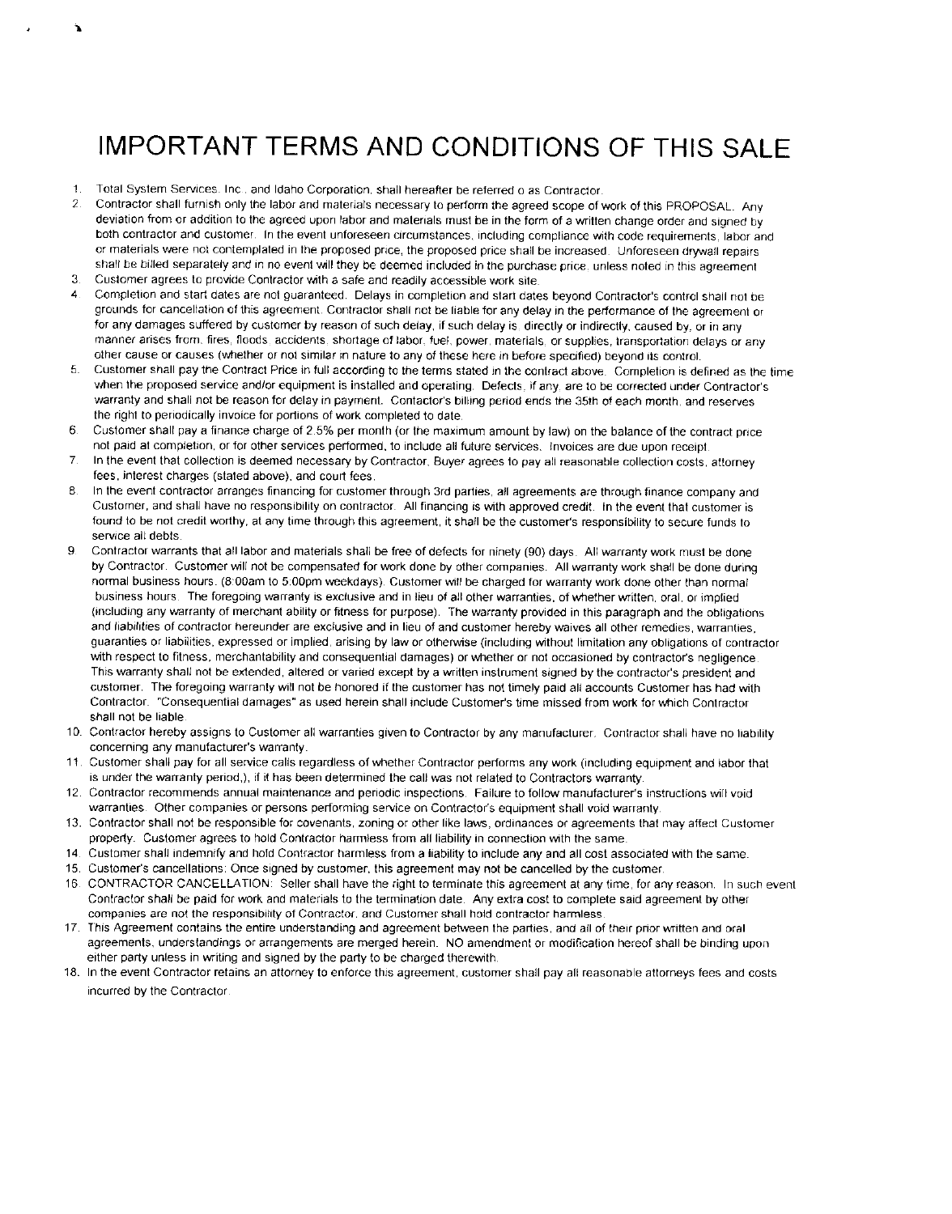# IMPORTANT TERMS AND CONDITIONS OF THIS SALE

1. Total System Services, Inc., and Idaho Corporation, shall hereafter be referred o as Contractor.
2. Contractor shall furnish only the labor and materials necessary to perform the agreed scope of work of this PROPOSAL. Any deviation from or addition to the agreed upon labor and materials must be in the form of a written change order and signed by both contractor and customer. In the event unforeseen circumstances, including compliance with code requirements, labor and or materials were not contemplated in the proposed price, the proposed price shall be increased. Unforeseen drywall repairs shall be billed separately and in no event will they be deemed included in the purchase price, unless noted in this agreement.
3. Customer agrees to provide Contractor with a safe and readily accessible work site.
4. Completion and start dates are not guaranteed. Delays in completion and start dates beyond Contractor's control shall not be grounds for cancellation of this agreement. Contractor shall not be liable for any delay in the performance of the agreement or for any damages suffered by customer by reason of such delay, if such delay is: directly or indirectly, caused by, or in any manner arises from, fires, floods, accidents, shortage of labor, fuel, power, materials, or supplies, transportation delays or any other cause or causes (whether or not similar in nature to any of these here in before specified) beyond its control.
5. Customer shall pay the Contract Price in full according to the terms stated in the contract above. Completion is defined as the time when the proposed service and/or equipment is installed and operating. Defects, if any, are to be corrected under Contractor's warranty and shall not be reason for delay in payment. Contactor's billing period ends the 35th of each month, and reserves the right to periodically invoice for portions of work completed to date.
6. Customer shall pay a finance charge of 2.5% per month (or the maximum amount by law) on the balance of the contract price not paid at completion, or for other services performed, to include all future services. Invoices are due upon receipt.
7. In the event that collection is deemed necessary by Contractor, Buyer agrees to pay all reasonable collection costs, attorney fees, interest charges (stated above), and court fees.
8. In the event contractor arranges financing for customer through 3rd parties, all agreements are through finance company and Customer, and shall have no responsibility on contractor. All financing is with approved credit. In the event that customer is found to be not credit worthy, at any time through this agreement, it shall be the customer's responsibility to secure funds to service all debts.
9. Contractor warrants that all labor and materials shall be free of defects for ninety (90) days. All warranty work must be done by Contractor. Customer will not be compensated for work done by other companies. All warranty work shall be done during normal business hours. (8:00am to 5:00pm weekdays). Customer will be charged for warranty work done other than normal business hours. The foregoing warranty is exclusive and in lieu of all other warranties, of whether written, oral, or implied (including any warranty of merchant ability or fitness for purpose). The warranty provided in this paragraph and the obligations and liabilities of contractor hereunder are exclusive and in lieu of and customer hereby waives all other remedies, warranties, guaranties or liabilities, expressed or implied, arising by law or otherwise (including without limitation any obligations of contractor with respect to fitness, merchantability and consequential damages) or whether or not occasioned by contractor's negligence. This warranty shall not be extended, altered or varied except by a written instrument signed by the contractor's president and customer. The foregoing warranty will not be honored if the customer has not timely paid all accounts Customer has had with Contractor. "Consequential damages" as used herein shall include Customer's time missed from work for which Contractor shall not be liable.
10. Contractor hereby assigns to Customer all warranties given to Contractor by any manufacturer. Contractor shall have no liability concerning any manufacturer's warranty.
11. Customer shall pay for all service calls regardless of whether Contractor performs any work (including equipment and labor that is under the warranty period,), if it has been determined the call was not related to Contractors warranty.
12. Contractor recommends annual maintenance and periodic inspections. Failure to follow manufacturer's instructions will void warranties. Other companies or persons performing service on Contractor's equipment shall void warranty.
13. Contractor shall not be responsible for covenants, zoning or other like laws, ordinances or agreements that may affect Customer property. Customer agrees to hold Contractor harmless from all liability in connection with the same.
14. Customer shall indemnify and hold Contractor harmless from a liability to include any and all cost associated with the same.
15. Customer's cancellations: Once signed by customer, this agreement may not be cancelled by the customer.
16. CONTRACTOR CANCELLATION: Seller shall have the right to terminate this agreement at any time, for any reason. In such event Contractor shall be paid for work and materials to the termination date. Any extra cost to complete said agreement by other companies are not the responsibility of Contractor, and Customer shall hold contractor harmless.
17. This Agreement contains the entire understanding and agreement between the parties, and all of their prior written and oral agreements, understandings or arrangements are merged herein. NO amendment or modification hereof shall be binding upon either party unless in writing and signed by the party to be charged therewith.
18. In the event Contractor retains an attorney to enforce this agreement, customer shall pay all reasonable attorneys fees and costs incurred by the Contractor.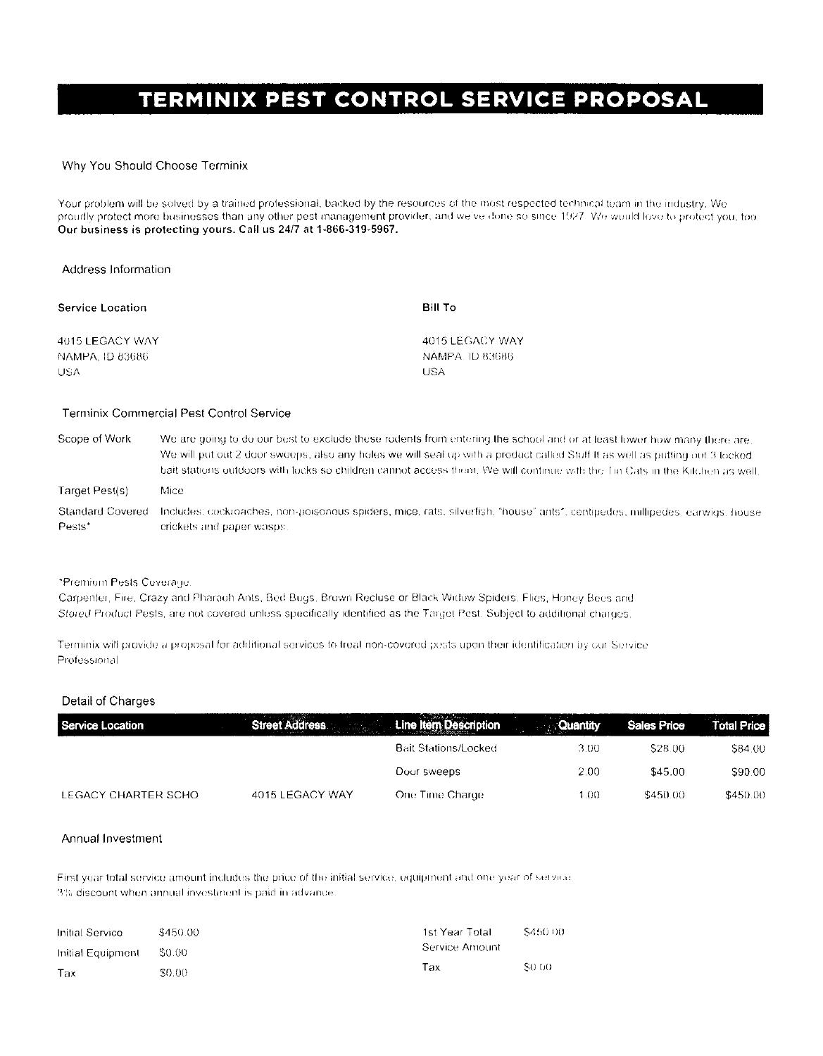# TERMINIX PEST CONTROL SERVICE PROPOSAL

## Why You Should Choose Terminix

Your problem will be solved by a trained professional, backed by the resources of the most respected technical team in the industry. We proudly protect more businesses than any other pest management provider, and we've done so since 1927. We would love to protect you, too. **Our business is protecting yours. Call us 24/7 at 1-866-319-5967.**

## Address Information

**Service Location**

4015 LEGACY WAY
NAMPA, ID 83686
USA

**Bill To**

4015 LEGACY WAY
NAMPA, ID 83686
USA

## Terminix Commercial Pest Control Service

| | |
|---|---|
| Scope of Work | We are going to do our best to exclude these rodents from entering the school and or at least lower how many there are. We will put out 2 door sweeps, also any holes we will seal up with a product called Stuff It as well as putting out 3 locked bait stations outdoors with locks so children cannot access them. We will continue with the Tin Cats in the Kitchen as well. |
| Target Pest(s) | Mice |
| Standard Covered Pests* | Includes: cockroaches, non-poisonous spiders, mice, rats, silverfish, "house" ants*, centipedes, millipedes, earwigs, house crickets and paper wasps. |

*Premium Pests Coverage:
Carpenter, Fire, Crazy and Pharaoh Ants, Bed Bugs, Brown Recluse or Black Widow Spiders, Flies, Honey Bees and *Stored Product Pests*, are not covered unless specifically identified as the Target Pest. Subject to additional charges.

Terminix will provide a proposal for additional services to treat non-covered pests upon their identification by our Service Professional.

## Detail of Charges

| Service Location | Street Address | Line Item Description | Quantity | Sales Price | Total Price |
|---|---|---|---|---|---|
| | | Bait Stations/Locked | 3.00 | $28.00 | $84.00 |
| | | Door sweeps | 2.00 | $45.00 | $90.00 |
| LEGACY CHARTER SCHO | 4015 LEGACY WAY | One Time Charge | 1.00 | $450.00 | $450.00 |

## Annual Investment

First year total service amount includes the price of the initial service, equipment and one year of service.
3% discount when annual investment is paid in advance.

| | |
|---|---|
| Initial Service | $450.00 |
| Initial Equipment | $0.00 |
| Tax | $0.00 |

| | |
|---|---|
| 1st Year Total Service Amount | $450.00 |
| Tax | $0.00 |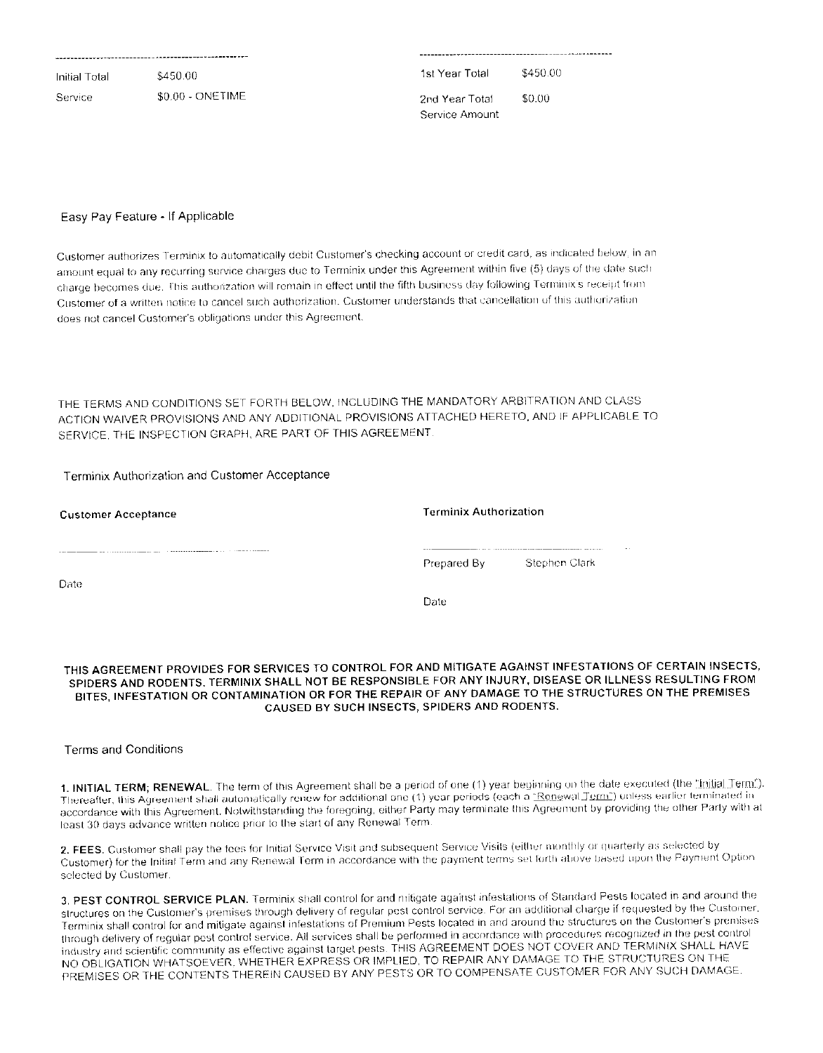| | |
|---|---|
| Initial Total | $450.00 |
| Service | $0.00 - ONETIME |

| | |
|---|---|
| 1st Year Total | $450.00 |
| 2nd Year Total Service Amount | $0.00 |

Easy Pay Feature - If Applicable

Customer authorizes Terminix to automatically debit Customer's checking account or credit card, as indicated below, in an amount equal to any recurring service charges due to Terminix under this Agreement within five (5) days of the date such charge becomes due. This authorization will remain in effect until the fifth business day following Terminix's receipt from Customer of a written notice to cancel such authorization. Customer understands that cancellation of this authorization does not cancel Customer's obligations under this Agreement.

THE TERMS AND CONDITIONS SET FORTH BELOW, INCLUDING THE MANDATORY ARBITRATION AND CLASS ACTION WAIVER PROVISIONS AND ANY ADDITIONAL PROVISIONS ATTACHED HERETO, AND IF APPLICABLE TO SERVICE, THE INSPECTION GRAPH, ARE PART OF THIS AGREEMENT.

Terminix Authorization and Customer Acceptance

**Customer Acceptance**

Date

**Terminix Authorization**

Prepared By Stephen Clark

Date

**THIS AGREEMENT PROVIDES FOR SERVICES TO CONTROL FOR AND MITIGATE AGAINST INFESTATIONS OF CERTAIN INSECTS, SPIDERS AND RODENTS. TERMINIX SHALL NOT BE RESPONSIBLE FOR ANY INJURY, DISEASE OR ILLNESS RESULTING FROM BITES, INFESTATION OR CONTAMINATION OR FOR THE REPAIR OF ANY DAMAGE TO THE STRUCTURES ON THE PREMISES CAUSED BY SUCH INSECTS, SPIDERS AND RODENTS.**

Terms and Conditions

**1. INITIAL TERM; RENEWAL.** The term of this Agreement shall be a period of one (1) year beginning on the date executed (the "Initial Term"). Thereafter, this Agreement shall automatically renew for additional one (1) year periods (each a "Renewal Term") unless earlier terminated in accordance with this Agreement. Notwithstanding the foregoing, either Party may terminate this Agreement by providing the other Party with at least 30 days advance written notice prior to the start of any Renewal Term.

**2. FEES.** Customer shall pay the fees for Initial Service Visit and subsequent Service Visits (either monthly or quarterly as selected by Customer) for the Initial Term and any Renewal Term in accordance with the payment terms set forth above based upon the Payment Option selected by Customer.

**3. PEST CONTROL SERVICE PLAN.** Terminix shall control for and mitigate against infestations of Standard Pests located in and around the structures on the Customer's premises through delivery of regular pest control service. For an additional charge if requested by the Customer, Terminix shall control for and mitigate against infestations of Premium Pests located in and around the structures on the Customer's premises through delivery of regular pest control service. All services shall be performed in accordance with procedures recognized in the pest control industry and scientific community as effective against target pests. THIS AGREEMENT DOES NOT COVER AND TERMINIX SHALL HAVE NO OBLIGATION WHATSOEVER, WHETHER EXPRESS OR IMPLIED, TO REPAIR ANY DAMAGE TO THE STRUCTURES ON THE PREMISES OR THE CONTENTS THEREIN CAUSED BY ANY PESTS OR TO COMPENSATE CUSTOMER FOR ANY SUCH DAMAGE.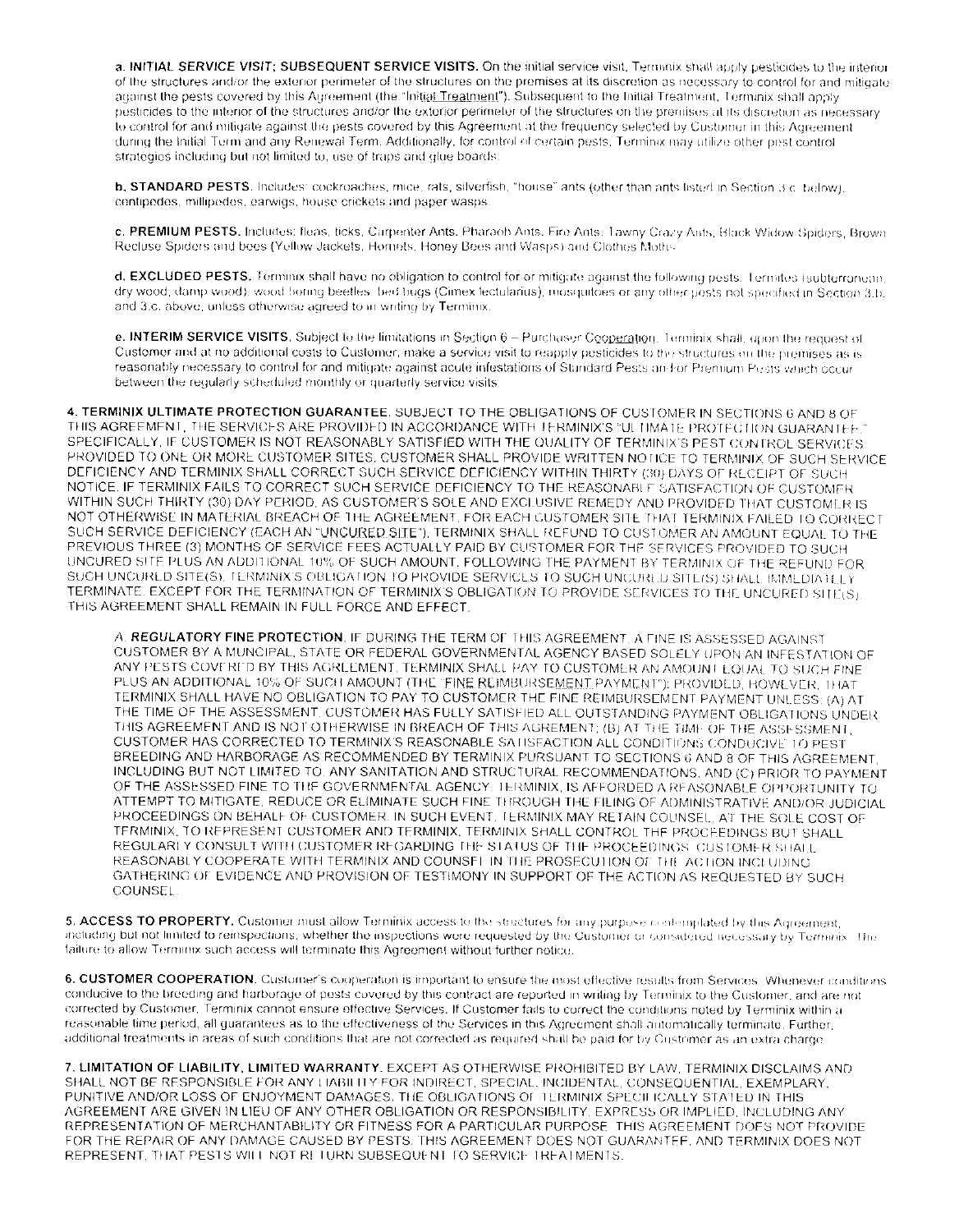a. **INITIAL SERVICE VISIT; SUBSEQUENT SERVICE VISITS.** On the initial service visit, Terminix shall apply pesticides to the interior of the structures and/or the exterior perimeter of the structures on the premises at its discretion as necessary to control for and mitigate against the pests covered by this Agreement (the "Initial Treatment"). Subsequent to the Initial Treatment, Terminix shall apply pesticides to the interior of the structures and/or the exterior perimeter of the structures on the premises at its discretion as necessary to control for and mitigate against the pests covered by this Agreement at the frequency selected by Customer in this Agreement during the Initial Term and any Renewal Term. Additionally, for control of certain pests, Terminix may utilize other pest control strategies including but not limited to, use of traps and glue boards.

b. **STANDARD PESTS.** Includes: cockroaches, mice, rats, silverfish, "house" ants (other than ants listed in Section 3.c. below), centipedes, millipedes, earwigs, house crickets and paper wasps.

c. **PREMIUM PESTS.** Includes: fleas, ticks, Carpenter Ants, Pharaoh Ants, Fire Ants, Tawny Crazy Ants, Black Widow Spiders, Brown Recluse Spiders and bees (Yellow Jackets, Hornets, Honey Bees and Wasps) and Clothes Moths.

d. **EXCLUDED PESTS.** Terminix shall have no obligation to control for or mitigate against the following pests: Termites (subterranean, dry wood, damp wood), wood boring beetles, bed bugs (Cimex lectularius), mosquitoes or any other pests not specified in Section 3.b. and 3.c. above, unless otherwise agreed to in writing by Terminix.

e. **INTERIM SERVICE VISITS.** Subject to the limitations in Section 6 – Purchaser Cooperation, Terminix shall, upon the request of Customer and at no additional costs to Customer, make a service visit to reapply pesticides to the structures on the premises as is reasonably necessary to control for and mitigate against acute infestations of Standard Pests and/or Premium Pests which occur between the regularly scheduled monthly or quarterly service visits.

**4. TERMINIX ULTIMATE PROTECTION GUARANTEE.** SUBJECT TO THE OBLIGATIONS OF CUSTOMER IN SECTIONS 6 AND 8 OF THIS AGREEMENT, THE SERVICES ARE PROVIDED IN ACCORDANCE WITH TERMINIX'S "ULTIMATE PROTECTION GUARANTEE." SPECIFICALLY, IF CUSTOMER IS NOT REASONABLY SATISFIED WITH THE QUALITY OF TERMINIX'S PEST CONTROL SERVICES PROVIDED TO ONE OR MORE CUSTOMER SITES, CUSTOMER SHALL PROVIDE WRITTEN NOTICE TO TERMINIX OF SUCH SERVICE DEFICIENCY AND TERMINIX SHALL CORRECT SUCH SERVICE DEFICIENCY WITHIN THIRTY (30) DAYS OF RECEIPT OF SUCH NOTICE. IF TERMINIX FAILS TO CORRECT SUCH SERVICE DEFICIENCY TO THE REASONABLE SATISFACTION OF CUSTOMER WITHIN SUCH THIRTY (30) DAY PERIOD, AS CUSTOMER'S SOLE AND EXCLUSIVE REMEDY AND PROVIDED THAT CUSTOMER IS NOT OTHERWISE IN MATERIAL BREACH OF THE AGREEMENT, FOR EACH CUSTOMER SITE THAT TERMINIX FAILED TO CORRECT SUCH SERVICE DEFICIENCY (EACH AN "UNCURED SITE"), TERMINIX SHALL REFUND TO CUSTOMER AN AMOUNT EQUAL TO THE PREVIOUS THREE (3) MONTHS OF SERVICE FEES ACTUALLY PAID BY CUSTOMER FOR THE SERVICES PROVIDED TO SUCH UNCURED SITE PLUS AN ADDITIONAL 10% OF SUCH AMOUNT. FOLLOWING THE PAYMENT BY TERMINIX OF THE REFUND FOR SUCH UNCURED SITE(S), TERMINIX'S OBLIGATION TO PROVIDE SERVICES TO SUCH UNCURED SITE(S) SHALL IMMEDIATELY TERMINATE. EXCEPT FOR THE TERMINATION OF TERMINIX'S OBLIGATION TO PROVIDE SERVICES TO THE UNCURED SITE(S), THIS AGREEMENT SHALL REMAIN IN FULL FORCE AND EFFECT.

A. **REGULATORY FINE PROTECTION.** IF DURING THE TERM OF THIS AGREEMENT, A FINE IS ASSESSED AGAINST CUSTOMER BY A MUNICIPAL, STATE OR FEDERAL GOVERNMENTAL AGENCY BASED SOLELY UPON AN INFESTATION OF ANY PESTS COVERED BY THIS AGREEMENT, TERMINIX SHALL PAY TO CUSTOMER AN AMOUNT EQUAL TO SUCH FINE PLUS AN ADDITIONAL 10% OF SUCH AMOUNT (THE "FINE REIMBURSEMENT PAYMENT"); PROVIDED, HOWEVER, THAT TERMINIX SHALL HAVE NO OBLIGATION TO PAY TO CUSTOMER THE FINE REIMBURSEMENT PAYMENT UNLESS: (A) AT THE TIME OF THE ASSESSMENT, CUSTOMER HAS FULLY SATISFIED ALL OUTSTANDING PAYMENT OBLIGATIONS UNDER THIS AGREEMENT AND IS NOT OTHERWISE IN BREACH OF THIS AGREEMENT; (B) AT THE TIME OF THE ASSESSMENT, CUSTOMER HAS CORRECTED TO TERMINIX'S REASONABLE SATISFACTION ALL CONDITIONS CONDUCIVE TO PEST BREEDING AND HARBORAGE AS RECOMMENDED BY TERMINIX PURSUANT TO SECTIONS 6 AND 8 OF THIS AGREEMENT, INCLUDING BUT NOT LIMITED TO, ANY SANITATION AND STRUCTURAL RECOMMENDATIONS; AND (C) PRIOR TO PAYMENT OF THE ASSESSED FINE TO THE GOVERNMENTAL AGENCY, TERMINIX, IS AFFORDED A REASONABLE OPPORTUNITY TO ATTEMPT TO MITIGATE, REDUCE OR ELIMINATE SUCH FINE THROUGH THE FILING OF ADMINISTRATIVE AND/OR JUDICIAL PROCEEDINGS ON BEHALF OF CUSTOMER. IN SUCH EVENT, TERMINIX MAY RETAIN COUNSEL, AT THE SOLE COST OF TERMINIX, TO REPRESENT CUSTOMER AND TERMINIX. TERMINIX SHALL CONTROL THE PROCEEDINGS BUT SHALL REGULARLY CONSULT WITH CUSTOMER REGARDING THE STATUS OF THE PROCEEDINGS. CUSTOMER SHALL REASONABLY COOPERATE WITH TERMINIX AND COUNSEL IN THE PROSECUTION OF THE ACTION INCLUDING GATHERING OF EVIDENCE AND PROVISION OF TESTIMONY IN SUPPORT OF THE ACTION AS REQUESTED BY SUCH COUNSEL.

**5. ACCESS TO PROPERTY.** Customer must allow Terminix access to the structures for any purpose contemplated by this Agreement, including but not limited to reinspections, whether the inspections were requested by the Customer or considered necessary by Terminix. The failure to allow Terminix such access will terminate this Agreement without further notice.

**6. CUSTOMER COOPERATION.** Customer's cooperation is important to ensure the most effective results from Services. Whenever conditions conducive to the breeding and harborage of pests covered by this contract are reported in writing by Terminix to the Customer, and are not corrected by Customer, Terminix cannot ensure effective Services. If Customer fails to correct the conditions noted by Terminix within a reasonable time period, all guarantees as to the effectiveness of the Services in this Agreement shall automatically terminate. Further, additional treatments in areas of such conditions that are not corrected as required shall be paid for by Customer as an extra charge.

**7. LIMITATION OF LIABILITY, LIMITED WARRANTY.** EXCEPT AS OTHERWISE PROHIBITED BY LAW, TERMINIX DISCLAIMS AND SHALL NOT BE RESPONSIBLE FOR ANY LIABILITY FOR INDIRECT, SPECIAL, INCIDENTAL, CONSEQUENTIAL, EXEMPLARY, PUNITIVE AND/OR LOSS OF ENJOYMENT DAMAGES. THE OBLIGATIONS OF TERMINIX SPECIFICALLY STATED IN THIS AGREEMENT ARE GIVEN IN LIEU OF ANY OTHER OBLIGATION OR RESPONSIBILITY, EXPRESS OR IMPLIED, INCLUDING ANY REPRESENTATION OF MERCHANTABILITY OR FITNESS FOR A PARTICULAR PURPOSE. THIS AGREEMENT DOES NOT PROVIDE FOR THE REPAIR OF ANY DAMAGE CAUSED BY PESTS. THIS AGREEMENT DOES NOT GUARANTEE, AND TERMINIX DOES NOT REPRESENT, THAT PESTS WILL NOT RETURN SUBSEQUENT TO SERVICE TREATMENTS.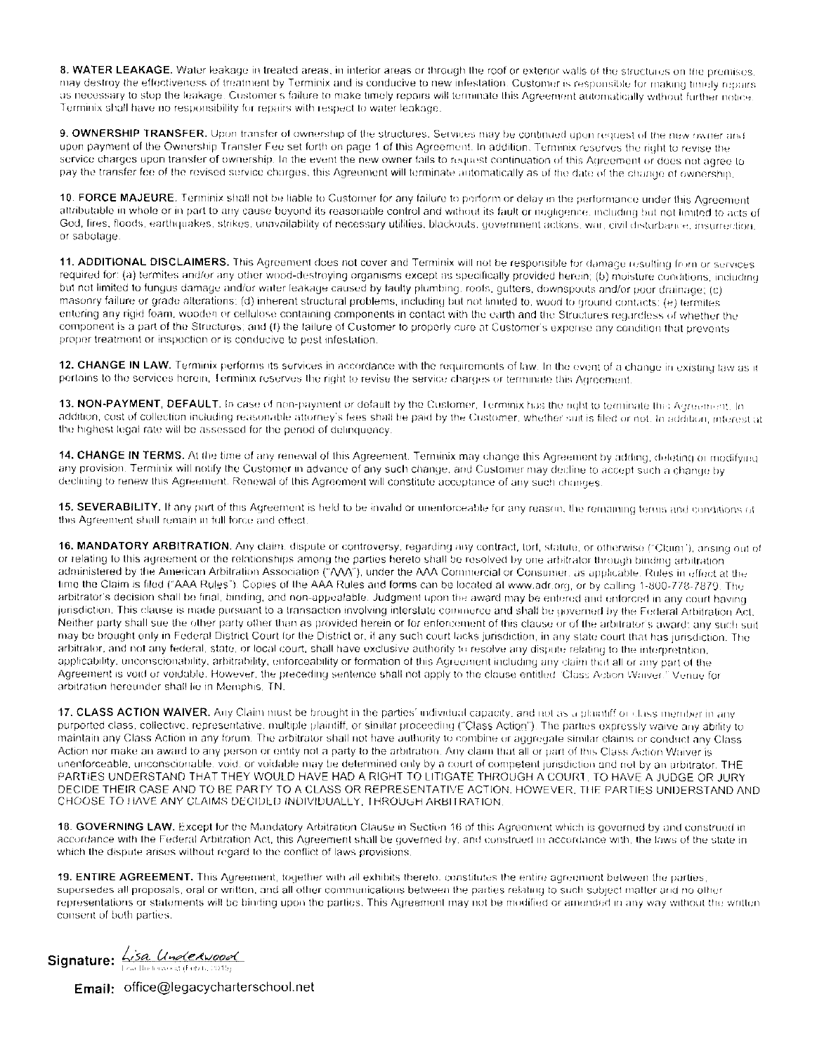**8. WATER LEAKAGE.** Water leakage in treated areas, in interior areas or through the roof or exterior walls of the structures on the premises, may destroy the effectiveness of treatment by Terminix and is conducive to new infestation. Customer is responsible for making timely repairs as necessary to stop the leakage. Customer's failure to make timely repairs will terminate this Agreement automatically without further notice. Terminix shall have no responsibility for repairs with respect to water leakage.

**9. OWNERSHIP TRANSFER.** Upon transfer of ownership of the structures, Services may be continued upon request of the new owner and upon payment of the Ownership Transfer Fee set forth on page 1 of this Agreement. In addition, Terminix reserves the right to revise the service charges upon transfer of ownership. In the event the new owner fails to request continuation of this Agreement or does not agree to pay the transfer fee of the revised service charges, this Agreement will terminate automatically as of the date of the change of ownership.

**10. FORCE MAJEURE.** Terminix shall not be liable to Customer for any failure to perform or delay in the performance under this Agreement attributable in whole or in part to any cause beyond its reasonable control and without its fault or negligence, including but not limited to acts of God, fires, floods, earthquakes, strikes, unavailability of necessary utilities, blackouts, government actions, war, civil disturbance, insurrection, or sabotage.

**11. ADDITIONAL DISCLAIMERS.** This Agreement does not cover and Terminix will not be responsible for damage resulting from or services required for: (a) termites and/or any other wood-destroying organisms except as specifically provided herein; (b) moisture conditions, including but not limited to fungus damage and/or water leakage caused by faulty plumbing, roofs, gutters, downspouts and/or poor drainage; (c) masonry failure or grade alterations; (d) inherent structural problems, including but not limited to, wood to ground contacts; (e) termites entering any rigid foam, wooden or cellulose containing components in contact with the earth and the Structures regardless of whether the component is a part of the Structures; and (f) the failure of Customer to properly cure at Customer's expense any condition that prevents proper treatment or inspection or is conducive to pest infestation.

**12. CHANGE IN LAW.** Terminix performs its services in accordance with the requirements of law. In the event of a change in existing law as it pertains to the services herein, Terminix reserves the right to revise the service charges or terminate this Agreement.

**13. NON-PAYMENT, DEFAULT.** In case of non-payment or default by the Customer, Terminix has the right to terminate this Agreement. In addition, cost of collection including reasonable attorney's fees shall be paid by the Customer, whether suit is filed or not. In addition, interest at the highest legal rate will be assessed for the period of delinquency.

**14. CHANGE IN TERMS.** At the time of any renewal of this Agreement, Terminix may change this Agreement by adding, deleting or modifying any provision. Terminix will notify the Customer in advance of any such change, and Customer may decline to accept such a change by declining to renew this Agreement. Renewal of this Agreement will constitute acceptance of any such changes.

**15. SEVERABILITY.** If any part of this Agreement is held to be invalid or unenforceable for any reason, the remaining terms and conditions of this Agreement shall remain in full force and effect.

**16. MANDATORY ARBITRATION.** Any claim, dispute or controversy, regarding any contract, tort, statute, or otherwise ("Claim"), arising out of or relating to this agreement or the relationships among the parties hereto shall be resolved by one arbitrator through binding arbitration administered by the American Arbitration Association ("AAA"), under the AAA Commercial or Consumer, as applicable, Rules in effect at the time the Claim is filed ("AAA Rules"). Copies of the AAA Rules and forms can be located at www.adr.org, or by calling 1-800-778-7879. The arbitrator's decision shall be final, binding, and non-appealable. Judgment upon the award may be entered and enforced in any court having jurisdiction. This clause is made pursuant to a transaction involving interstate commerce and shall be governed by the Federal Arbitration Act. Neither party shall sue the other party other than as provided herein or for enforcement of this clause or of the arbitrator's award; any such suit may be brought only in Federal District Court for the District or, if any such court lacks jurisdiction, in any state court that has jurisdiction. The arbitrator, and not any federal, state, or local court, shall have exclusive authority to resolve any dispute relating to the interpretation, applicability, unconscionability, arbitrability, enforceability or formation of this Agreement including any claim that all or any part of the Agreement is void or voidable. However, the preceding sentence shall not apply to the clause entitled "Class Action Waiver." Venue for arbitration hereunder shall lie in Memphis, TN.

**17. CLASS ACTION WAIVER.** Any Claim must be brought in the parties' individual capacity, and not as a plaintiff or class member in any purported class, collective, representative, multiple plaintiff, or similar proceeding ("Class Action"). The parties expressly waive any ability to maintain any Class Action in any forum. The arbitrator shall not have authority to combine or aggregate similar claims or conduct any Class Action nor make an award to any person or entity not a party to the arbitration. Any claim that all or part of this Class Action Waiver is unenforceable, unconscionable, void, or voidable may be determined only by a court of competent jurisdiction and not by an arbitrator. THE PARTIES UNDERSTAND THAT THEY WOULD HAVE HAD A RIGHT TO LITIGATE THROUGH A COURT, TO HAVE A JUDGE OR JURY DECIDE THEIR CASE AND TO BE PARTY TO A CLASS OR REPRESENTATIVE ACTION. HOWEVER, THE PARTIES UNDERSTAND AND CHOOSE TO HAVE ANY CLAIMS DECIDED INDIVIDUALLY, THROUGH ARBITRATION.

**18. GOVERNING LAW.** Except for the Mandatory Arbitration Clause in Section 16 of this Agreement which is governed by and construed in accordance with the Federal Arbitration Act, this Agreement shall be governed by, and construed in accordance with, the laws of the state in which the dispute arises without regard to the conflict of laws provisions.

**19. ENTIRE AGREEMENT.** This Agreement, together with all exhibits thereto, constitutes the entire agreement between the parties, supersedes all proposals, oral or written, and all other communications between the parties relating to such subject matter and no other representations or statements will be binding upon the parties. This Agreement may not be modified or amended in any way without the written consent of both parties.

**Signature:** Lisa Underwood

**Email:** office@legacycharterschool.net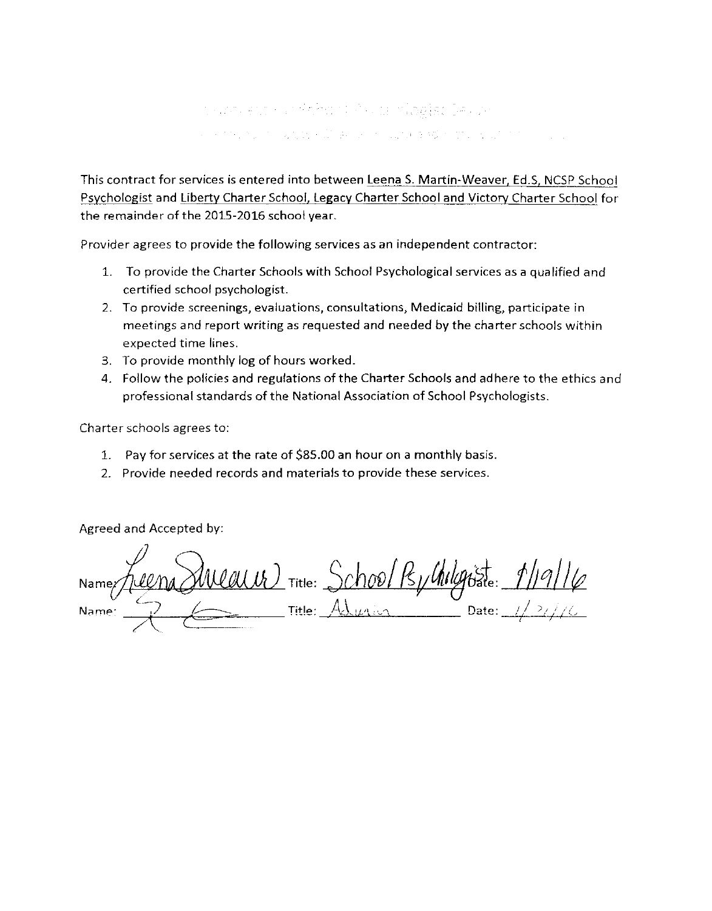This contract for services is entered into between Leena S. Martin-Weaver, Ed.S, NCSP School Psychologist and Liberty Charter School, Legacy Charter School and Victory Charter School for the remainder of the 2015-2016 school year.

Provider agrees to provide the following services as an independent contractor:

1. To provide the Charter Schools with School Psychological services as a qualified and certified school psychologist.
2. To provide screenings, evaluations, consultations, Medicaid billing, participate in meetings and report writing as requested and needed by the charter schools within expected time lines.
3. To provide monthly log of hours worked.
4. Follow the policies and regulations of the Charter Schools and adhere to the ethics and professional standards of the National Association of School Psychologists.

Charter schools agrees to:

1. Pay for services at the rate of $85.00 an hour on a monthly basis.
2. Provide needed records and materials to provide these services.

Agreed and Accepted by:

Name: Leena SWeaver Title: School Psychologist Date: 1/19/16

Name: ____________ Title: Admin Date: 1/21/16